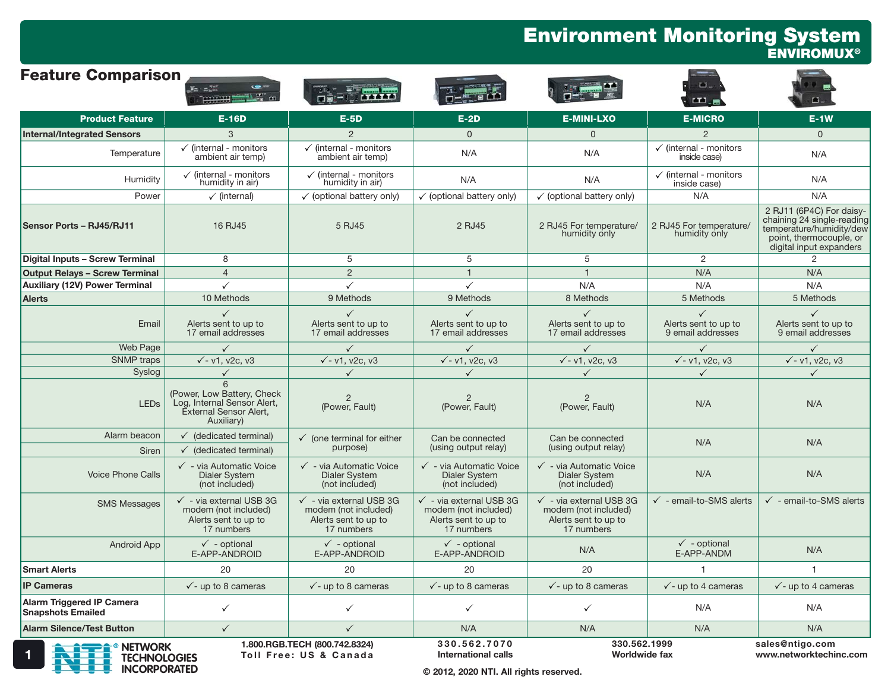# Environment Monitoring System
## ENVIROMUX®

## Feature Comparison

| Product Feature | E-16D | E-5D | E-2D | E-MINI-LXO | E-MICRO | E-1W |
|---|---|---|---|---|---|---|
| **Internal/Integrated Sensors** | 3 | 2 | 0 | 0 | 2 | 0 |
| Temperature | ✓ (internal - monitors ambient air temp) | ✓ (internal - monitors ambient air temp) | N/A | N/A | ✓ (internal - monitors inside case) | N/A |
| Humidity | ✓ (internal - monitors humidity in air) | ✓ (internal - monitors humidity in air) | N/A | N/A | ✓ (internal - monitors inside case) | N/A |
| Power | ✓ (internal) | ✓ (optional battery only) | ✓ (optional battery only) | ✓ (optional battery only) | N/A | N/A |
| **Sensor Ports – RJ45/RJ11** | 16 RJ45 | 5 RJ45 | 2 RJ45 | 2 RJ45 For temperature/ humidity only | 2 RJ45 For temperature/ humidity only | 2 RJ11 (6P4C) For daisy-chaining 24 single-reading temperature/humidity/dew point, thermocouple, or digital input expanders |
| **Digital Inputs – Screw Terminal** | 8 | 5 | 5 | 5 | 2 | 2 |
| **Output Relays – Screw Terminal** | 4 | 2 | 1 | 1 | N/A | N/A |
| **Auxiliary (12V) Power Terminal** | ✓ | ✓ | ✓ | N/A | N/A | N/A |
| **Alerts** | 10 Methods | 9 Methods | 9 Methods | 8 Methods | 5 Methods | 5 Methods |
| Email | ✓ Alerts sent to up to 17 email addresses | ✓ Alerts sent to up to 17 email addresses | ✓ Alerts sent to up to 17 email addresses | ✓ Alerts sent to up to 17 email addresses | ✓ Alerts sent to up to 9 email addresses | ✓ Alerts sent to up to 9 email addresses |
| Web Page | ✓ | ✓ | ✓ | ✓ | ✓ | ✓ |
| SNMP traps | ✓- v1, v2c, v3 | ✓- v1, v2c, v3 | ✓- v1, v2c, v3 | ✓- v1, v2c, v3 | ✓- v1, v2c, v3 | ✓- v1, v2c, v3 |
| Syslog | ✓ | ✓ | ✓ | ✓ | ✓ | ✓ |
| LEDs | 6 (Power, Low Battery, Check Log, Internal Sensor Alert, External Sensor Alert, Auxiliary) | 2 (Power, Fault) | 2 (Power, Fault) | 2 (Power, Fault) | N/A | N/A |
| Alarm beacon | ✓ (dedicated terminal) | ✓ (one terminal for either purpose) | Can be connected (using output relay) | Can be connected (using output relay) | N/A | N/A |
| Siren | ✓ (dedicated terminal) | | | | | |
| Voice Phone Calls | ✓ - via Automatic Voice Dialer System (not included) | ✓ - via Automatic Voice Dialer System (not included) | ✓ - via Automatic Voice Dialer System (not included) | ✓ - via Automatic Voice Dialer System (not included) | N/A | N/A |
| SMS Messages | ✓ - via external USB 3G modem (not included) Alerts sent to up to 17 numbers | ✓ - via external USB 3G modem (not included) Alerts sent to up to 17 numbers | ✓ - via external USB 3G modem (not included) Alerts sent to up to 17 numbers | ✓ - via external USB 3G modem (not included) Alerts sent to up to 17 numbers | ✓ - email-to-SMS alerts | ✓ - email-to-SMS alerts |
| Android App | ✓ - optional E-APP-ANDROID | ✓ - optional E-APP-ANDROID | ✓ - optional E-APP-ANDROID | N/A | ✓ - optional E-APP-ANDM | N/A |
| **Smart Alerts** | 20 | 20 | 20 | 20 | 1 | 1 |
| **IP Cameras** | ✓- up to 8 cameras | ✓- up to 8 cameras | ✓- up to 8 cameras | ✓- up to 8 cameras | ✓- up to 4 cameras | ✓- up to 4 cameras |
| **Alarm Triggered IP Camera Snapshots Emailed** | ✓ | ✓ | ✓ | ✓ | N/A | N/A |
| **Alarm Silence/Test Button** | ✓ | ✓ | N/A | N/A | N/A | N/A |

NETWORK TECHNOLOGIES INCORPORATED

1.800.RGB.TECH (800.742.8324)
Toll Free: US & Canada

330.562.7070
International calls

330.562.1999
Worldwide fax

sales@ntigo.com
www.networktechinc.com

© 2012, 2020 NTI. All rights reserved.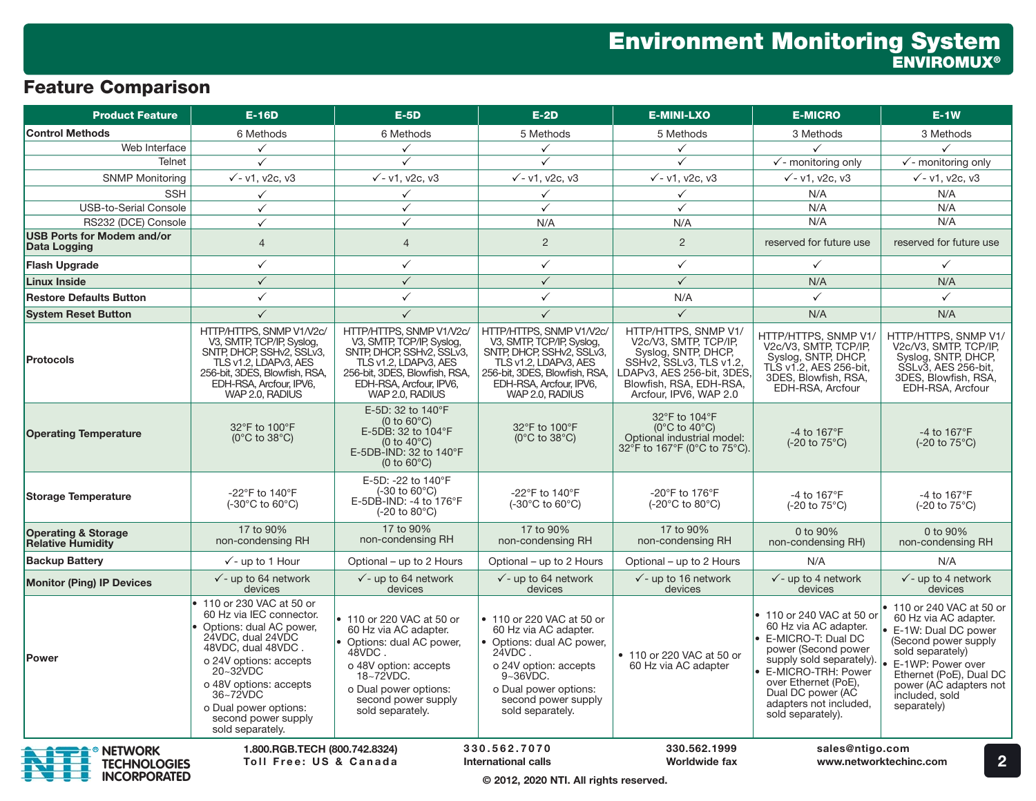# Environment Monitoring System
## ENVIROMUX®

## Feature Comparison

| Product Feature | E-16D | E-5D | E-2D | E-MINI-LXO | E-MICRO | E-1W |
|---|---|---|---|---|---|---|
| **Control Methods** | 6 Methods | 6 Methods | 5 Methods | 5 Methods | 3 Methods | 3 Methods |
| Web Interface | ✓ | ✓ | ✓ | ✓ | ✓ | ✓ |
| Telnet | ✓ | ✓ | ✓ | ✓ | ✓- monitoring only | ✓- monitoring only |
| SNMP Monitoring | ✓- v1, v2c, v3 | ✓- v1, v2c, v3 | ✓- v1, v2c, v3 | ✓- v1, v2c, v3 | ✓- v1, v2c, v3 | ✓- v1, v2c, v3 |
| SSH | ✓ | ✓ | ✓ | ✓ | N/A | N/A |
| USB-to-Serial Console | ✓ | ✓ | ✓ | ✓ | N/A | N/A |
| RS232 (DCE) Console | ✓ | ✓ | N/A | N/A | N/A | N/A |
| **USB Ports for Modem and/or Data Logging** | 4 | 4 | 2 | 2 | reserved for future use | reserved for future use |
| **Flash Upgrade** | ✓ | ✓ | ✓ | ✓ | ✓ | ✓ |
| **Linux Inside** | ✓ | ✓ | ✓ | ✓ | N/A | N/A |
| **Restore Defaults Button** | ✓ | ✓ | ✓ | N/A | ✓ | ✓ |
| **System Reset Button** | ✓ | ✓ | ✓ | ✓ | N/A | N/A |
| **Protocols** | HTTP/HTTPS, SNMP V1/V2c/V3, SMTP, TCP/IP, Syslog, SNTP, DHCP, SSHv2, SSLv3, TLS v1.2, LDAPv3, AES 256-bit, 3DES, Blowfish, RSA, EDH-RSA, Arcfour, IPV6, WAP 2.0, RADIUS | HTTP/HTTPS, SNMP V1/V2c/V3, SMTP, TCP/IP, Syslog, SNTP, DHCP, SSHv2, SSLv3, TLS v1.2, LDAPv3, AES 256-bit, 3DES, Blowfish, RSA, EDH-RSA, Arcfour, IPV6, WAP 2.0, RADIUS | HTTP/HTTPS, SNMP V1/V2c/V3, SMTP, TCP/IP, Syslog, SNTP, DHCP, SSHv2, SSLv3, TLS v1.2, LDAPv3, AES 256-bit, 3DES, Blowfish, RSA, EDH-RSA, Arcfour, IPV6, WAP 2.0, RADIUS | HTTP/HTTPS, SNMP V1/V2c/V3, SMTP, TCP/IP, Syslog, SNTP, DHCP, SSHv2, SSLv3, TLS v1.2, LDAPv3, AES 256-bit, 3DES, Blowfish, RSA, EDH-RSA, Arcfour, IPV6, WAP 2.0 | HTTP/HTTPS, SNMP V1/V2c/V3, SMTP, TCP/IP, Syslog, SNTP, DHCP, TLS v1.2, AES 256-bit, 3DES, Blowfish, RSA, EDH-RSA, Arcfour | HTTP/HTTPS, SNMP V1/V2c/V3, SMTP, TCP/IP, Syslog, SNTP, DHCP, SSLv3, AES 256-bit, 3DES, Blowfish, RSA, EDH-RSA, Arcfour |
| **Operating Temperature** | 32°F to 100°F (0°C to 38°C) | E-5D: 32 to 140°F (0 to 60°C) E-5DB: 32 to 104°F (0 to 40°C) E-5DB-IND: 32 to 140°F (0 to 60°C) | 32°F to 100°F (0°C to 38°C) | 32°F to 104°F (0°C to 40°C) Optional industrial model: 32°F to 167°F (0°C to 75°C). | -4 to 167°F (-20 to 75°C) | -4 to 167°F (-20 to 75°C) |
| **Storage Temperature** | -22°F to 140°F (-30°C to 60°C) | E-5D: -22 to 140°F (-30 to 60°C) E-5DB-IND: -4 to 176°F (-20 to 80°C) | -22°F to 140°F (-30°C to 60°C) | -20°F to 176°F (-20°C to 80°C) | -4 to 167°F (-20 to 75°C) | -4 to 167°F (-20 to 75°C) |
| **Operating & Storage Relative Humidity** | 17 to 90% non-condensing RH | 17 to 90% non-condensing RH | 17 to 90% non-condensing RH | 17 to 90% non-condensing RH | 0 to 90% non-condensing RH) | 0 to 90% non-condensing RH |
| **Backup Battery** | ✓- up to 1 Hour | Optional – up to 2 Hours | Optional – up to 2 Hours | Optional – up to 2 Hours | N/A | N/A |
| **Monitor (Ping) IP Devices** | ✓- up to 64 network devices | ✓- up to 64 network devices | ✓- up to 64 network devices | ✓- up to 16 network devices | ✓- up to 4 network devices | ✓- up to 4 network devices |
| **Power** | • 110 or 230 VAC at 50 or 60 Hz via IEC connector.<br>• Options: dual AC power, 24VDC, dual 24VDC 48VDC, dual 48VDC .<br>o 24V options: accepts 20~32VDC<br>o 48V options: accepts 36~72VDC<br>o Dual power options: second power supply sold separately. | • 110 or 220 VAC at 50 or 60 Hz via AC adapter.<br>• Options: dual AC power, 48VDC .<br>o 48V option: accepts 18~72VDC.<br>o Dual power options: second power supply sold separately. | • 110 or 220 VAC at 50 or 60 Hz via AC adapter.<br>• Options: dual AC power, 24VDC .<br>o 24V option: accepts 9~36VDC.<br>o Dual power options: second power supply sold separately. | • 110 or 220 VAC at 50 or 60 Hz via AC adapter | • 110 or 240 VAC at 50 or 60 Hz via AC adapter.<br>• E-MICRO-T: Dual DC power (Second power supply sold separately).<br>• E-MICRO-TRH: Power over Ethernet (PoE), Dual DC power (AC adapters not included, sold separately). | • 110 or 240 VAC at 50 or 60 Hz via AC adapter.<br>• E-1W: Dual DC power (Second power supply sold separately)<br>• E-1WP: Power over Ethernet (PoE), Dual DC power (AC adapters not included, sold separately) |

NETWORK TECHNOLOGIES INCORPORATED

1.800.RGB.TECH (800.742.8324) Toll Free: US & Canada | 330.562.7070 International calls | 330.562.1999 Worldwide fax | sales@ntigo.com www.networktechinc.com

© 2012, 2020 NTI. All rights reserved.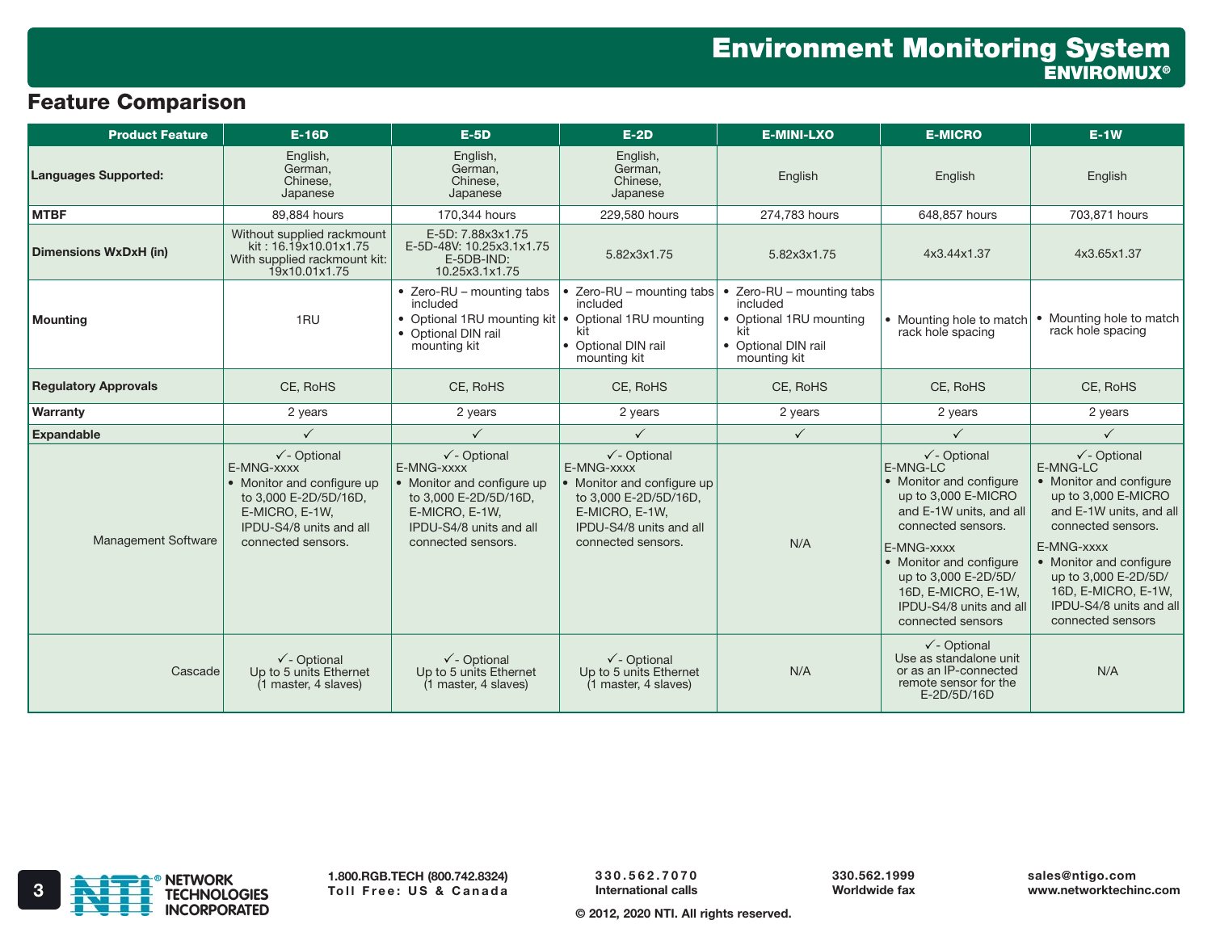# Environment Monitoring System

## ENVIROMUX®

## Feature Comparison

| Product Feature | E-16D | E-5D | E-2D | E-MINI-LXO | E-MICRO | E-1W |
|---|---|---|---|---|---|---|
| **Languages Supported:** | English, German, Chinese, Japanese | English, German, Chinese, Japanese | English, German, Chinese, Japanese | English | English | English |
| **MTBF** | 89,884 hours | 170,344 hours | 229,580 hours | 274,783 hours | 648,857 hours | 703,871 hours |
| **Dimensions WxDxH (in)** | Without supplied rackmount kit : 16.19x10.01x1.75<br>With supplied rackmount kit: 19x10.01x1.75 | E-5D: 7.88x3x1.75<br>E-5D-48V: 10.25x3.1x1.75<br>E-5DB-IND: 10.25x3.1x1.75 | 5.82x3x1.75 | 5.82x3x1.75 | 4x3.44x1.37 | 4x3.65x1.37 |
| **Mounting** | 1RU | • Zero-RU – mounting tabs included<br>• Optional 1RU mounting kit<br>• Optional DIN rail mounting kit | • Zero-RU – mounting tabs included<br>• Optional 1RU mounting kit<br>• Optional DIN rail mounting kit | • Zero-RU – mounting tabs included<br>• Optional 1RU mounting kit<br>• Optional DIN rail mounting kit | • Mounting hole to match rack hole spacing | • Mounting hole to match rack hole spacing |
| **Regulatory Approvals** | CE, RoHS | CE, RoHS | CE, RoHS | CE, RoHS | CE, RoHS | CE, RoHS |
| **Warranty** | 2 years | 2 years | 2 years | 2 years | 2 years | 2 years |
| **Expandable** | ✓ | ✓ | ✓ | ✓ | ✓ | ✓ |
| Management Software | ✓- Optional<br>E-MNG-xxxx<br>• Monitor and configure up to 3,000 E-2D/5D/16D, E-MICRO, E-1W, IPDU-S4/8 units and all connected sensors. | ✓- Optional<br>E-MNG-xxxx<br>• Monitor and configure up to 3,000 E-2D/5D/16D, E-MICRO, E-1W, IPDU-S4/8 units and all connected sensors. | ✓- Optional<br>E-MNG-xxxx<br>• Monitor and configure up to 3,000 E-2D/5D/16D, E-MICRO, E-1W, IPDU-S4/8 units and all connected sensors. | N/A | ✓- Optional<br>E-MNG-LC<br>• Monitor and configure up to 3,000 E-MICRO and E-1W units, and all connected sensors.<br>E-MNG-xxxx<br>• Monitor and configure up to 3,000 E-2D/5D/16D, E-MICRO, E-1W, IPDU-S4/8 units and all connected sensors | ✓- Optional<br>E-MNG-LC<br>• Monitor and configure up to 3,000 E-MICRO and E-1W units, and all connected sensors.<br>E-MNG-xxxx<br>• Monitor and configure up to 3,000 E-2D/5D/16D, E-MICRO, E-1W, IPDU-S4/8 units and all connected sensors |
| Cascade | ✓- Optional<br>Up to 5 units Ethernet (1 master, 4 slaves) | ✓- Optional<br>Up to 5 units Ethernet (1 master, 4 slaves) | ✓- Optional<br>Up to 5 units Ethernet (1 master, 4 slaves) | N/A | ✓- Optional<br>Use as standalone unit or as an IP-connected remote sensor for the E-2D/5D/16D | N/A |

NETWORK TECHNOLOGIES INCORPORATED

1.800.RGB.TECH (800.742.8324)
Toll Free: US & Canada

330.562.7070
International calls

330.562.1999
Worldwide fax

sales@ntigo.com
www.networktechinc.com

© 2012, 2020 NTI. All rights reserved.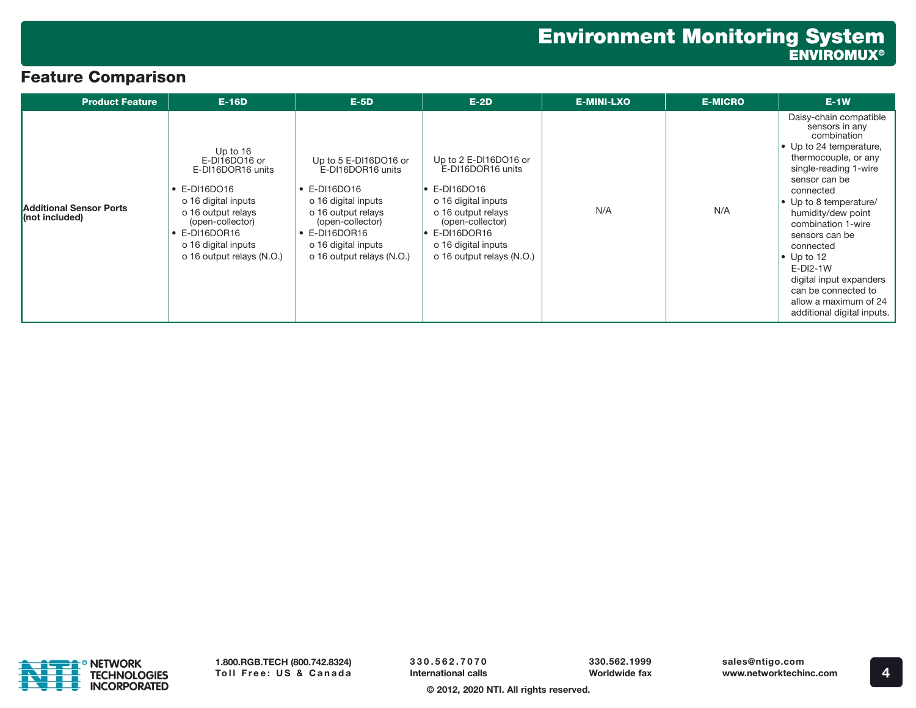## Feature Comparison

| Product Feature | E-16D | E-5D | E-2D | E-MINI-LXO | E-MICRO | E-1W |
|---|---|---|---|---|---|---|
| **Additional Sensor Ports (not included)** | Up to 16 E-DI16DO16 or E-DI16DOR16 units<br>• E-DI16DO16<br>o 16 digital inputs<br>o 16 output relays (open-collector)<br>• E-DI16DOR16<br>o 16 digital inputs<br>o 16 output relays (N.O.) | Up to 5 E-DI16DO16 or E-DI16DOR16 units<br>• E-DI16DO16<br>o 16 digital inputs<br>o 16 output relays (open-collector)<br>• E-DI16DOR16<br>o 16 digital inputs<br>o 16 output relays (N.O.) | Up to 2 E-DI16DO16 or E-DI16DOR16 units<br>• E-DI16DO16<br>o 16 digital inputs<br>o 16 output relays (open-collector)<br>• E-DI16DOR16<br>o 16 digital inputs<br>o 16 output relays (N.O.) | N/A | N/A | Daisy-chain compatible sensors in any combination<br>• Up to 24 temperature, thermocouple, or any single-reading 1-wire sensor can be connected<br>• Up to 8 temperature/ humidity/dew point combination 1-wire sensors can be connected<br>• Up to 12 E-DI2-1W digital input expanders can be connected to allow a maximum of 24 additional digital inputs. |

**NETWORK TECHNOLOGIES INCORPORATED**

1.800.RGB.TECH (800.742.8324) Toll Free: US & Canada | 330.562.7070 International calls | 330.562.1999 Worldwide fax | sales@ntigo.com www.networktechinc.com

© 2012, 2020 NTI. All rights reserved.